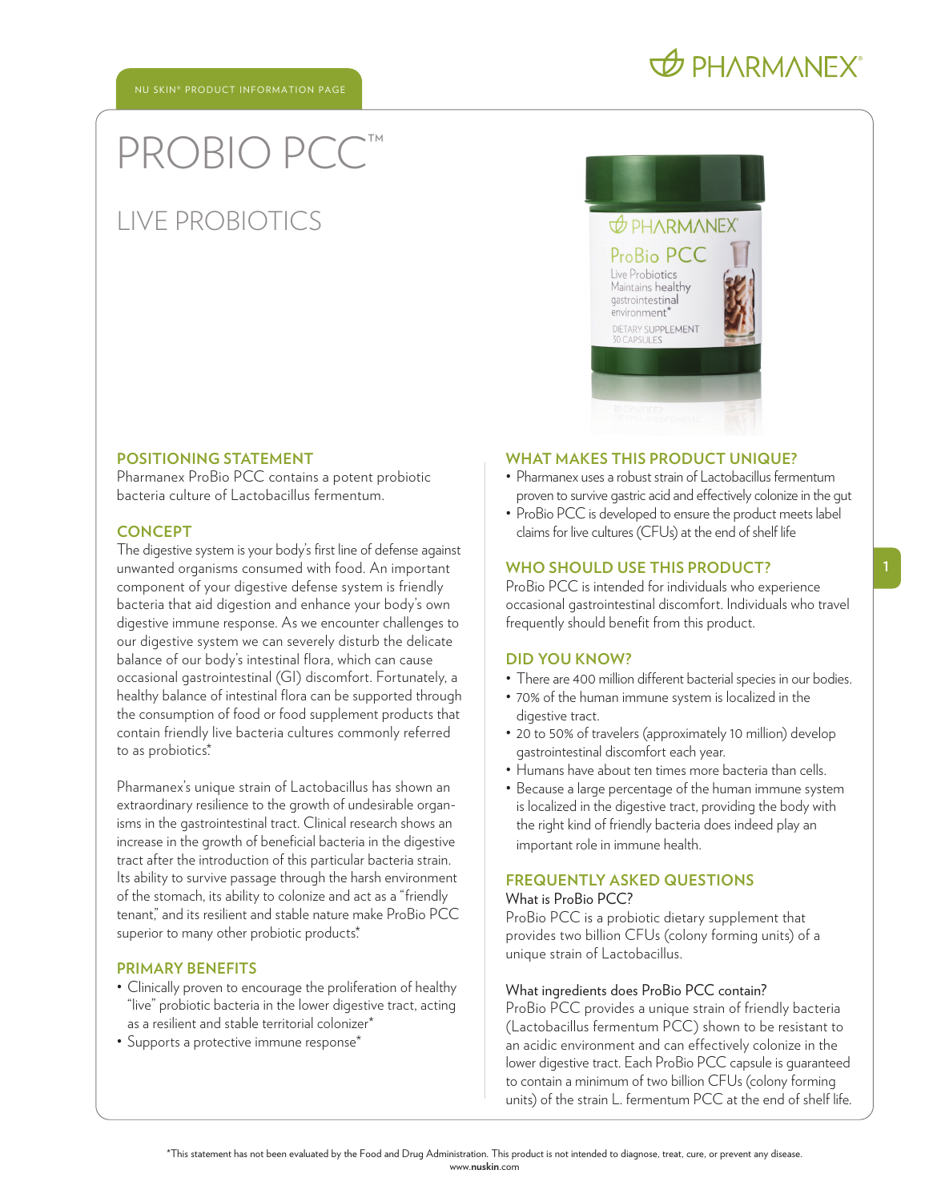NU SKIN® PRODUCT INFORMATION PAGE

# PROBIO PCC™

## LIVE PROBIOTICS

### POSITIONING STATEMENT

Pharmanex ProBio PCC contains a potent probiotic bacteria culture of Lactobacillus fermentum.

### CONCEPT

The digestive system is your body's first line of defense against unwanted organisms consumed with food. An important component of your digestive defense system is friendly bacteria that aid digestion and enhance your body's own digestive immune response. As we encounter challenges to our digestive system we can severely disturb the delicate balance of our body's intestinal flora, which can cause occasional gastrointestinal (GI) discomfort. Fortunately, a healthy balance of intestinal flora can be supported through the consumption of food or food supplement products that contain friendly live bacteria cultures commonly referred to as probiotics.*

Pharmanex's unique strain of Lactobacillus has shown an extraordinary resilience to the growth of undesirable organisms in the gastrointestinal tract. Clinical research shows an increase in the growth of beneficial bacteria in the digestive tract after the introduction of this particular bacteria strain. Its ability to survive passage through the harsh environment of the stomach, its ability to colonize and act as a "friendly tenant," and its resilient and stable nature make ProBio PCC superior to many other probiotic products.*

### PRIMARY BENEFITS

- Clinically proven to encourage the proliferation of healthy "live" probiotic bacteria in the lower digestive tract, acting as a resilient and stable territorial colonizer*
- Supports a protective immune response*

### WHAT MAKES THIS PRODUCT UNIQUE?

- Pharmanex uses a robust strain of Lactobacillus fermentum proven to survive gastric acid and effectively colonize in the gut
- ProBio PCC is developed to ensure the product meets label claims for live cultures (CFUs) at the end of shelf life

### WHO SHOULD USE THIS PRODUCT?

ProBio PCC is intended for individuals who experience occasional gastrointestinal discomfort. Individuals who travel frequently should benefit from this product.

### DID YOU KNOW?

- There are 400 million different bacterial species in our bodies.
- 70% of the human immune system is localized in the digestive tract.
- 20 to 50% of travelers (approximately 10 million) develop gastrointestinal discomfort each year.
- Humans have about ten times more bacteria than cells.
- Because a large percentage of the human immune system is localized in the digestive tract, providing the body with the right kind of friendly bacteria does indeed play an important role in immune health.

### FREQUENTLY ASKED QUESTIONS

**What is ProBio PCC?**

ProBio PCC is a probiotic dietary supplement that provides two billion CFUs (colony forming units) of a unique strain of Lactobacillus.

**What ingredients does ProBio PCC contain?**

ProBio PCC provides a unique strain of friendly bacteria (Lactobacillus fermentum PCC) shown to be resistant to an acidic environment and can effectively colonize in the lower digestive tract. Each ProBio PCC capsule is guaranteed to contain a minimum of two billion CFUs (colony forming units) of the strain L. fermentum PCC at the end of shelf life.

*This statement has not been evaluated by the Food and Drug Administration. This product is not intended to diagnose, treat, cure, or prevent any disease.
www.nuskin.com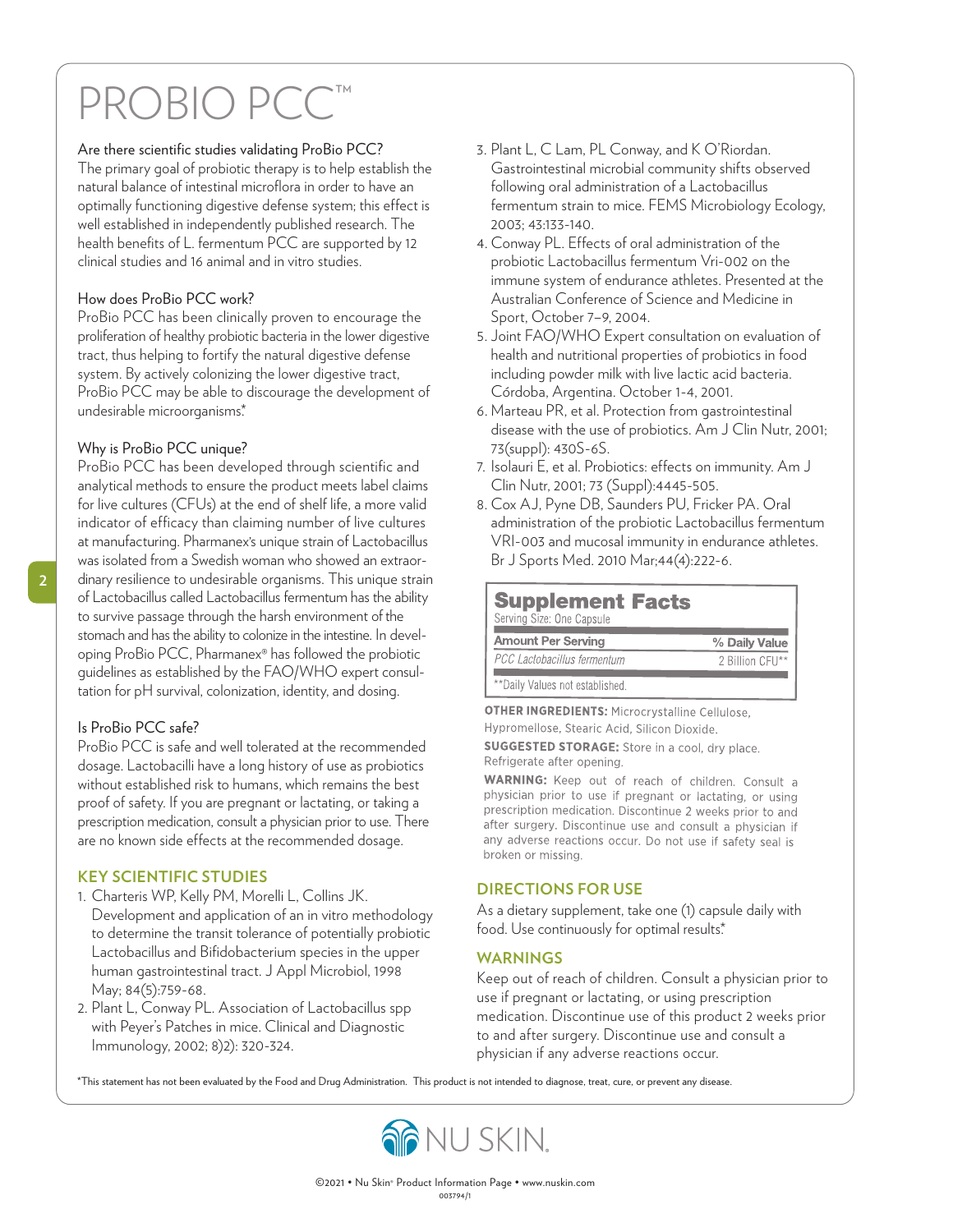# PROBIO PCC™

Are there scientific studies validating ProBio PCC?
The primary goal of probiotic therapy is to help establish the natural balance of intestinal microflora in order to have an optimally functioning digestive defense system; this effect is well established in independently published research. The health benefits of L. fermentum PCC are supported by 12 clinical studies and 16 animal and in vitro studies.

How does ProBio PCC work?
ProBio PCC has been clinically proven to encourage the proliferation of healthy probiotic bacteria in the lower digestive tract, thus helping to fortify the natural digestive defense system. By actively colonizing the lower digestive tract, ProBio PCC may be able to discourage the development of undesirable microorganisms.*

Why is ProBio PCC unique?
ProBio PCC has been developed through scientific and analytical methods to ensure the product meets label claims for live cultures (CFUs) at the end of shelf life, a more valid indicator of efficacy than claiming number of live cultures at manufacturing. Pharmanex's unique strain of Lactobacillus was isolated from a Swedish woman who showed an extraordinary resilience to undesirable organisms. This unique strain of Lactobacillus called Lactobacillus fermentum has the ability to survive passage through the harsh environment of the stomach and has the ability to colonize in the intestine. In developing ProBio PCC, Pharmanex® has followed the probiotic guidelines as established by the FAO/WHO expert consultation for pH survival, colonization, identity, and dosing.

Is ProBio PCC safe?
ProBio PCC is safe and well tolerated at the recommended dosage. Lactobacilli have a long history of use as probiotics without established risk to humans, which remains the best proof of safety. If you are pregnant or lactating, or taking a prescription medication, consult a physician prior to use. There are no known side effects at the recommended dosage.

## KEY SCIENTIFIC STUDIES

1. Charteris WP, Kelly PM, Morelli L, Collins JK. Development and application of an in vitro methodology to determine the transit tolerance of potentially probiotic Lactobacillus and Bifidobacterium species in the upper human gastrointestinal tract. J Appl Microbiol, 1998 May; 84(5):759-68.
2. Plant L, Conway PL. Association of Lactobacillus spp with Peyer's Patches in mice. Clinical and Diagnostic Immunology, 2002; 8)2): 320-324.
3. Plant L, C Lam, PL Conway, and K O'Riordan. Gastrointestinal microbial community shifts observed following oral administration of a Lactobacillus fermentum strain to mice. FEMS Microbiology Ecology, 2003; 43:133-140.
4. Conway PL. Effects of oral administration of the probiotic Lactobacillus fermentum Vri-002 on the immune system of endurance athletes. Presented at the Australian Conference of Science and Medicine in Sport, October 7–9, 2004.
5. Joint FAO/WHO Expert consultation on evaluation of health and nutritional properties of probiotics in food including powder milk with live lactic acid bacteria. Córdoba, Argentina. October 1-4, 2001.
6. Marteau PR, et al. Protection from gastrointestinal disease with the use of probiotics. Am J Clin Nutr, 2001; 73(suppl): 430S-6S.
7. Isolauri E, et al. Probiotics: effects on immunity. Am J Clin Nutr, 2001; 73 (Suppl):4445-505.
8. Cox AJ, Pyne DB, Saunders PU, Fricker PA. Oral administration of the probiotic Lactobacillus fermentum VRI-003 and mucosal immunity in endurance athletes. Br J Sports Med. 2010 Mar;44(4):222-6.

**Supplement Facts**
Serving Size: One Capsule

| Amount Per Serving | % Daily Value |
|---|---|
| PCC Lactobacillus fermentum | 2 Billion CFU** |

**Daily Values not established.

**OTHER INGREDIENTS:** Microcrystalline Cellulose, Hypromellose, Stearic Acid, Silicon Dioxide.

**SUGGESTED STORAGE:** Store in a cool, dry place. Refrigerate after opening.

**WARNING:** Keep out of reach of children. Consult a physician prior to use if pregnant or lactating, or using prescription medication. Discontinue 2 weeks prior to and after surgery. Discontinue use and consult a physician if any adverse reactions occur. Do not use if safety seal is broken or missing.

## DIRECTIONS FOR USE

As a dietary supplement, take one (1) capsule daily with food. Use continuously for optimal results.*

## WARNINGS

Keep out of reach of children. Consult a physician prior to use if pregnant or lactating, or using prescription medication. Discontinue use of this product 2 weeks prior to and after surgery. Discontinue use and consult a physician if any adverse reactions occur.

*This statement has not been evaluated by the Food and Drug Administration. This product is not intended to diagnose, treat, cure, or prevent any disease.

NU SKIN.

©2021 • Nu Skin® Product Information Page • www.nuskin.com
003794/1